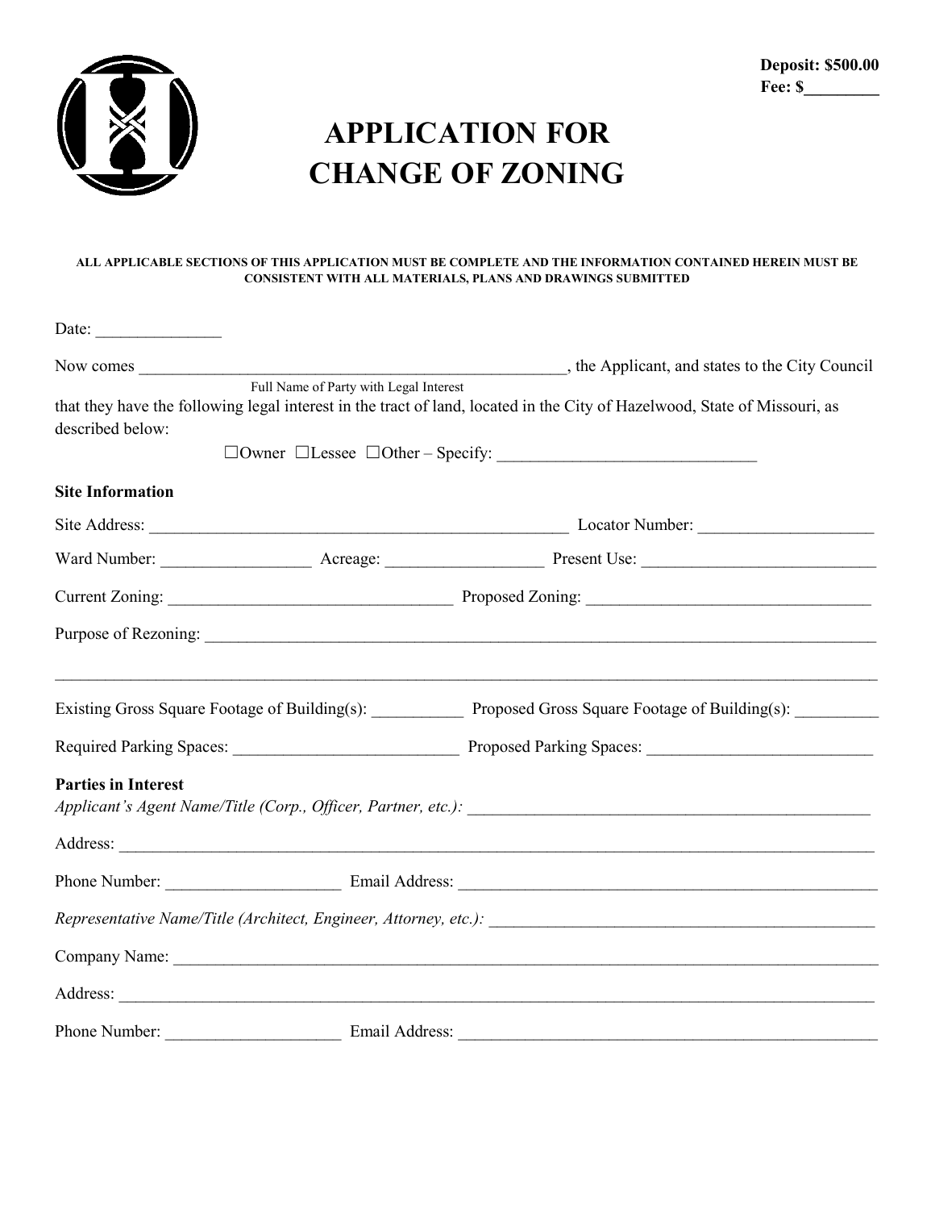**Deposit: $500.00**
**Fee: $________**

# APPLICATION FOR CHANGE OF ZONING

**ALL APPLICABLE SECTIONS OF THIS APPLICATION MUST BE COMPLETE AND THE INFORMATION CONTAINED HEREIN MUST BE CONSISTENT WITH ALL MATERIALS, PLANS AND DRAWINGS SUBMITTED**

Date: _______________

Now comes _____________________________________________________, the Applicant, and states to the City Council
Full Name of Party with Legal Interest
that they have the following legal interest in the tract of land, located in the City of Hazelwood, State of Missouri, as described below:

☐Owner ☐Lessee ☐Other – Specify: _______________________________

**Site Information**

Site Address: _____________________________________________________ Locator Number: _____________________

Ward Number: __________________ Acreage: ___________________ Present Use: ____________________________

Current Zoning: __________________________________ Proposed Zoning: __________________________________

Purpose of Rezoning: _________________________________________________________________________________

_____________________________________________________________________________________________________

Existing Gross Square Footage of Building(s): ___________ Proposed Gross Square Footage of Building(s): __________

Required Parking Spaces: ___________________________ Proposed Parking Spaces: __________________________

**Parties in Interest**

*Applicant's Agent Name/Title (Corp., Officer, Partner, etc.):* __________________________________________________

Address: ____________________________________________________________________________________________

Phone Number: _____________________ Email Address: ___________________________________________________

*Representative Name/Title (Architect, Engineer, Attorney, etc.):* _______________________________________________

Company Name: _______________________________________________________________________________________

Address: ____________________________________________________________________________________________

Phone Number: _____________________ Email Address: ___________________________________________________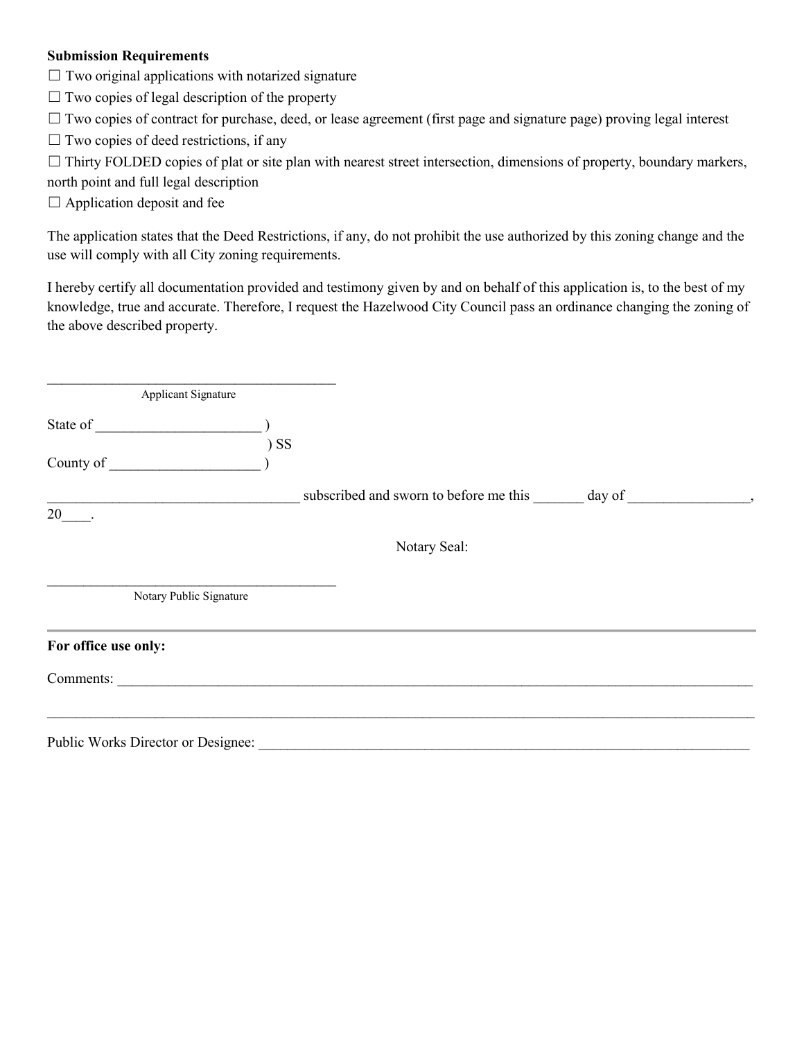**Submission Requirements**

☐ Two original applications with notarized signature

☐ Two copies of legal description of the property

☐ Two copies of contract for purchase, deed, or lease agreement (first page and signature page) proving legal interest

☐ Two copies of deed restrictions, if any

☐ Thirty FOLDED copies of plat or site plan with nearest street intersection, dimensions of property, boundary markers, north point and full legal description

☐ Application deposit and fee

The application states that the Deed Restrictions, if any, do not prohibit the use authorized by this zoning change and the use will comply with all City zoning requirements.

I hereby certify all documentation provided and testimony given by and on behalf of this application is, to the best of my knowledge, true and accurate. Therefore, I request the Hazelwood City Council pass an ordinance changing the zoning of the above described property.

\_\_\_\_\_\_\_\_\_\_\_\_\_\_\_\_\_\_\_\_\_\_\_\_\_\_\_\_\_\_\_\_\_\_\_\_\_\_\_\_

Applicant Signature

State of \_\_\_\_\_\_\_\_\_\_\_\_\_\_\_\_\_\_\_\_\_\_ )

) SS

County of \_\_\_\_\_\_\_\_\_\_\_\_\_\_\_\_\_\_\_\_ )

\_\_\_\_\_\_\_\_\_\_\_\_\_\_\_\_\_\_\_\_\_\_\_\_\_\_\_\_\_\_\_\_\_\_\_ subscribed and sworn to before me this \_\_\_\_\_\_\_ day of \_\_\_\_\_\_\_\_\_\_\_\_\_\_\_\_\_, 20\_\_\_\_.

Notary Seal:

\_\_\_\_\_\_\_\_\_\_\_\_\_\_\_\_\_\_\_\_\_\_\_\_\_\_\_\_\_\_\_\_\_\_\_\_\_\_\_\_

Notary Public Signature

---

**For office use only:**

Comments: \_\_\_\_\_\_\_\_\_\_\_\_\_\_\_\_\_\_\_\_\_\_\_\_\_\_\_\_\_\_\_\_\_\_\_\_\_\_\_\_\_\_\_\_\_\_\_\_\_\_\_\_\_\_\_\_\_\_\_\_\_\_\_\_\_\_\_\_\_\_\_\_\_\_\_\_\_\_\_\_\_\_\_\_\_\_\_\_\_\_

\_\_\_\_\_\_\_\_\_\_\_\_\_\_\_\_\_\_\_\_\_\_\_\_\_\_\_\_\_\_\_\_\_\_\_\_\_\_\_\_\_\_\_\_\_\_\_\_\_\_\_\_\_\_\_\_\_\_\_\_\_\_\_\_\_\_\_\_\_\_\_\_\_\_\_\_\_\_\_\_\_\_\_\_\_\_\_\_\_\_\_\_\_\_\_\_\_\_\_\_\_\_\_\_\_\_\_\_

Public Works Director or Designee: \_\_\_\_\_\_\_\_\_\_\_\_\_\_\_\_\_\_\_\_\_\_\_\_\_\_\_\_\_\_\_\_\_\_\_\_\_\_\_\_\_\_\_\_\_\_\_\_\_\_\_\_\_\_\_\_\_\_\_\_\_\_\_\_\_\_\_\_\_\_\_\_